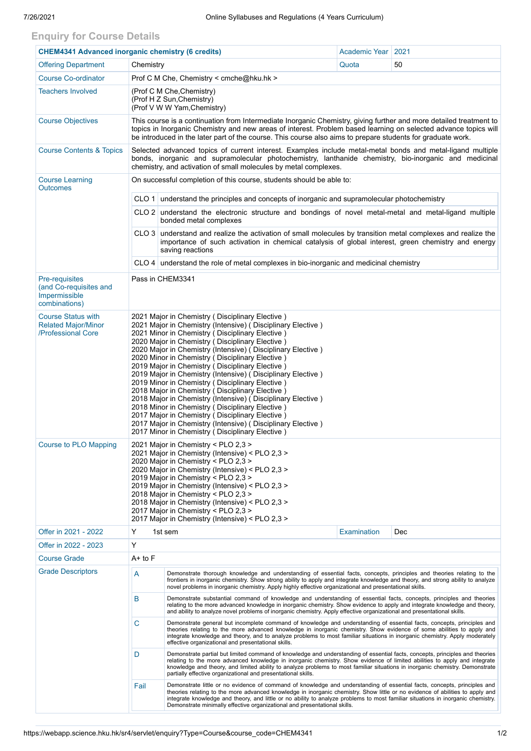## Enquiry for Course Details

| CHEM4341 Advanced inorganic chemistry (6 credits) | | Academic Year | 2021 |
|---|---|---|---|
| Offering Department | Chemistry | Quota | 50 |
| Course Co-ordinator | Prof C M Che, Chemistry < cmche@hku.hk > | | |
| Teachers Involved | (Prof C M Che,Chemistry)<br>(Prof H Z Sun,Chemistry)<br>(Prof V W W Yam,Chemistry) | | |
| Course Objectives | This course is a continuation from Intermediate Inorganic Chemistry, giving further and more detailed treatment to topics in Inorganic Chemistry and new areas of interest. Problem based learning on selected advance topics will be introduced in the later part of the course. This course also aims to prepare students for graduate work. | | |
| Course Contents & Topics | Selected advanced topics of current interest. Examples include metal-metal bonds and metal-ligand multiple bonds, inorganic and supramolecular photochemistry, lanthanide chemistry, bio-inorganic and medicinal chemistry, and activation of small molecules by metal complexes. | | |
| Course Learning Outcomes | On successful completion of this course, students should be able to:<br>CLO 1 understand the principles and concepts of inorganic and supramolecular photochemistry<br>CLO 2 understand the electronic structure and bondings of novel metal-metal and metal-ligand multiple bonded metal complexes<br>CLO 3 understand and realize the activation of small molecules by transition metal complexes and realize the importance of such activation in chemical catalysis of global interest, green chemistry and energy saving reactions<br>CLO 4 understand the role of metal complexes in bio-inorganic and medicinal chemistry | | |
| Pre-requisites (and Co-requisites and Impermissible combinations) | Pass in CHEM3341 | | |
| Course Status with Related Major/Minor /Professional Core | 2021 Major in Chemistry ( Disciplinary Elective )<br>2021 Major in Chemistry (Intensive) ( Disciplinary Elective )<br>2021 Minor in Chemistry ( Disciplinary Elective )<br>2020 Major in Chemistry ( Disciplinary Elective )<br>2020 Major in Chemistry (Intensive) ( Disciplinary Elective )<br>2020 Minor in Chemistry ( Disciplinary Elective )<br>2019 Major in Chemistry ( Disciplinary Elective )<br>2019 Major in Chemistry (Intensive) ( Disciplinary Elective )<br>2019 Minor in Chemistry ( Disciplinary Elective )<br>2018 Major in Chemistry ( Disciplinary Elective )<br>2018 Major in Chemistry (Intensive) ( Disciplinary Elective )<br>2018 Minor in Chemistry ( Disciplinary Elective )<br>2017 Major in Chemistry ( Disciplinary Elective )<br>2017 Major in Chemistry (Intensive) ( Disciplinary Elective )<br>2017 Minor in Chemistry ( Disciplinary Elective ) | | |
| Course to PLO Mapping | 2021 Major in Chemistry < PLO 2,3 ><br>2021 Major in Chemistry (Intensive) < PLO 2,3 ><br>2020 Major in Chemistry < PLO 2,3 ><br>2020 Major in Chemistry (Intensive) < PLO 2,3 ><br>2019 Major in Chemistry < PLO 2,3 ><br>2019 Major in Chemistry (Intensive) < PLO 2,3 ><br>2018 Major in Chemistry < PLO 2,3 ><br>2018 Major in Chemistry (Intensive) < PLO 2,3 ><br>2017 Major in Chemistry < PLO 2,3 ><br>2017 Major in Chemistry (Intensive) < PLO 2,3 > | | |
| Offer in 2021 - 2022 | Y 1st sem | Examination | Dec |
| Offer in 2022 - 2023 | Y | | |
| Course Grade | A+ to F | | |
| Grade Descriptors | A: Demonstrate thorough knowledge and understanding of essential facts, concepts, principles and theories relating to the frontiers in inorganic chemistry. Show strong ability to apply and integrate knowledge and theory, and strong ability to analyze novel problems in inorganic chemistry. Apply highly effective organizational and presentational skills.<br>B: Demonstrate substantial command of knowledge and understanding of essential facts, concepts, principles and theories relating to the more advanced knowledge in inorganic chemistry. Show evidence to apply and integrate knowledge and theory, and ability to analyze novel problems of inorganic chemistry. Apply effective organizational and presentational skills.<br>C: Demonstrate general but incomplete command of knowledge and understanding of essential facts, concepts, principles and theories relating to the more advanced knowledge in inorganic chemistry. Show evidence of some abilities to apply and integrate knowledge and theory, and to analyze problems to most familiar situations in inorganic chemistry. Apply moderately effective organizational and presentational skills.<br>D: Demonstrate partial but limited command of knowledge and understanding of essential facts, concepts, principles and theories relating to the more advanced knowledge in inorganic chemistry. Show evidence of limited abilities to apply and integrate knowledge and theory, and limited ability to analyze problems to most familiar situations in inorganic chemistry. Demonstrate partially effective organizational and presentational skills.<br>Fail: Demonstrate little or no evidence of command of knowledge and understanding of essential facts, concepts, principles and theories relating to the more advanced knowledge in inorganic chemistry. Show little or no evidence of abilities to apply and integrate knowledge and theory, and little or no ability to analyze problems to most familiar situations in inorganic chemistry. Demonstrate minimally effective organizational and presentational skills. | | |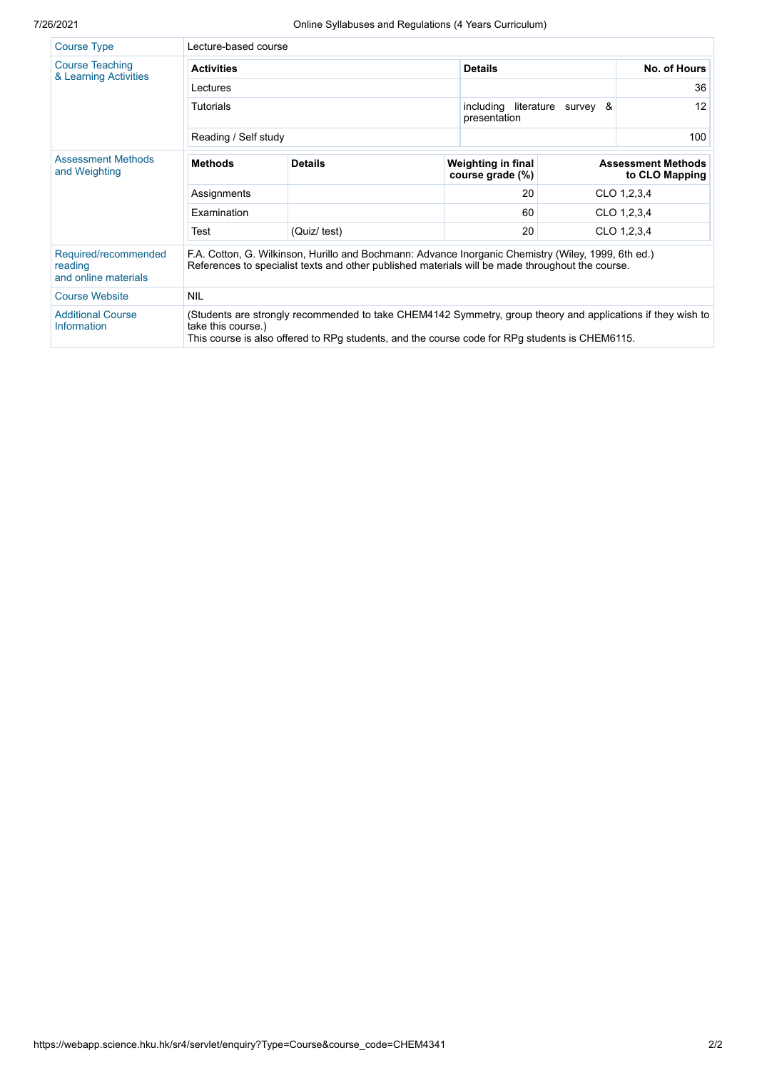| | |
|---|---|
| Course Type | Lecture-based course |
| Course Teaching & Learning Activities | **Activities** / **Details** / **No. of Hours**<br>Lectures / / 36<br>Tutorials / including literature survey & presentation / 12<br>Reading / Self study / / 100 |
| Assessment Methods and Weighting | **Methods** / **Details** / **Weighting in final course grade (%)** / **Assessment Methods to CLO Mapping**<br>Assignments / / 20 / CLO 1,2,3,4<br>Examination / / 60 / CLO 1,2,3,4<br>Test / (Quiz/ test) / 20 / CLO 1,2,3,4 |
| Required/recommended reading and online materials | F.A. Cotton, G. Wilkinson, Hurillo and Bochmann: Advance Inorganic Chemistry (Wiley, 1999, 6th ed.)<br>References to specialist texts and other published materials will be made throughout the course. |
| Course Website | NIL |
| Additional Course Information | (Students are strongly recommended to take CHEM4142 Symmetry, group theory and applications if they wish to take this course.)<br>This course is also offered to RPg students, and the course code for RPg students is CHEM6115. |

**Course Teaching & Learning Activities**

| Activities | Details | No. of Hours |
|---|---|---|
| Lectures | | 36 |
| Tutorials | including literature survey & presentation | 12 |
| Reading / Self study | | 100 |

**Assessment Methods and Weighting**

| Methods | Details | Weighting in final course grade (%) | Assessment Methods to CLO Mapping |
|---|---|---|---|
| Assignments | | 20 | CLO 1,2,3,4 |
| Examination | | 60 | CLO 1,2,3,4 |
| Test | (Quiz/ test) | 20 | CLO 1,2,3,4 |